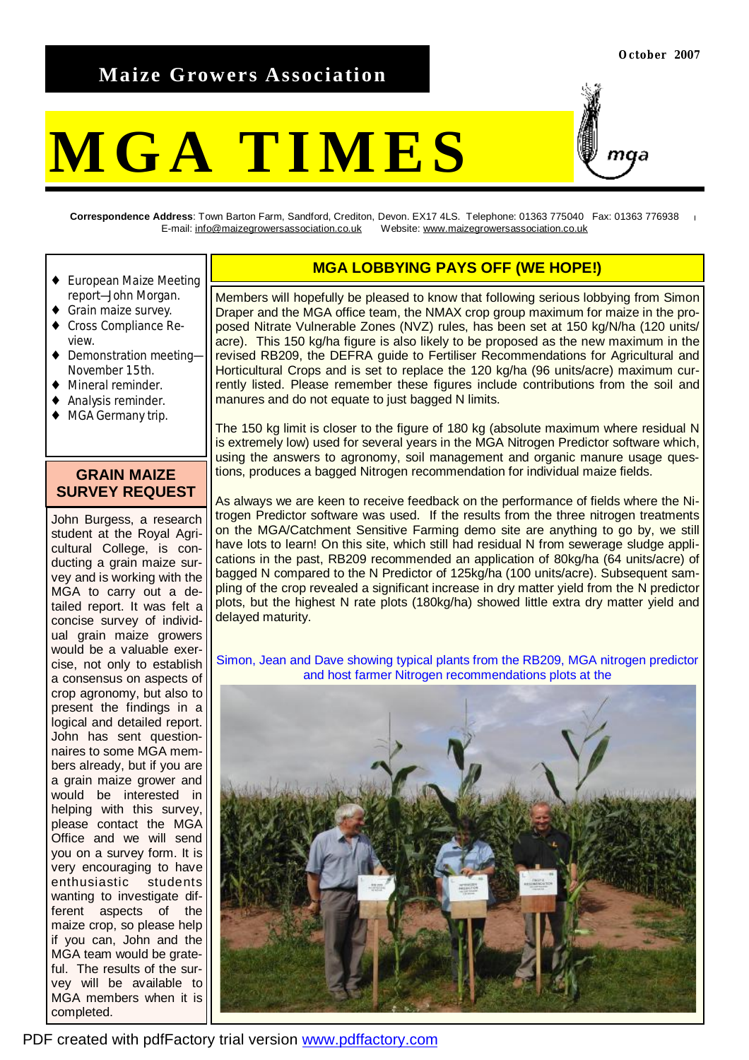# Maize Growers Association

October 2007

# MGA TIMES

**Correspondence Address**: Town Barton Farm, Sandford, Crediton, Devon. EX17 4LS. Telephone: 01363 775040 Fax: 01363 776938
E-mail: info@maizegrowersassociation.co.uk Website: www.maizegrowersassociation.co.uk

- European Maize Meeting report—John Morgan.
- Grain maize survey.
- Cross Compliance Review.
- Demonstration meeting—November 15th.
- Mineral reminder.
- Analysis reminder.
- MGA Germany trip.

## GRAIN MAIZE SURVEY REQUEST

John Burgess, a research student at the Royal Agricultural College, is conducting a grain maize survey and is working with the MGA to carry out a detailed report. It was felt a concise survey of individual grain maize growers would be a valuable exercise, not only to establish a consensus on aspects of crop agronomy, but also to present the findings in a logical and detailed report. John has sent questionnaires to some MGA members already, but if you are a grain maize grower and would be interested in helping with this survey, please contact the MGA Office and we will send you on a survey form. It is very encouraging to have enthusiastic students wanting to investigate different aspects of the maize crop, so please help if you can, John and the MGA team would be grateful. The results of the survey will be available to MGA members when it is completed.

## MGA LOBBYING PAYS OFF (WE HOPE!)

Members will hopefully be pleased to know that following serious lobbying from Simon Draper and the MGA office team, the NMAX crop group maximum for maize in the proposed Nitrate Vulnerable Zones (NVZ) rules, has been set at 150 kg/N/ha (120 units/acre). This 150 kg/ha figure is also likely to be proposed as the new maximum in the revised RB209, the DEFRA guide to Fertiliser Recommendations for Agricultural and Horticultural Crops and is set to replace the 120 kg/ha (96 units/acre) maximum currently listed. Please remember these figures include contributions from the soil and manures and do not equate to just bagged N limits.

The 150 kg limit is closer to the figure of 180 kg (absolute maximum where residual N is extremely low) used for several years in the MGA Nitrogen Predictor software which, using the answers to agronomy, soil management and organic manure usage questions, produces a bagged Nitrogen recommendation for individual maize fields.

As always we are keen to receive feedback on the performance of fields where the Nitrogen Predictor software was used. If the results from the three nitrogen treatments on the MGA/Catchment Sensitive Farming demo site are anything to go by, we still have lots to learn! On this site, which still had residual N from sewerage sludge applications in the past, RB209 recommended an application of 80kg/ha (64 units/acre) of bagged N compared to the N Predictor of 125kg/ha (100 units/acre). Subsequent sampling of the crop revealed a significant increase in dry matter yield from the N predictor plots, but the highest N rate plots (180kg/ha) showed little extra dry matter yield and delayed maturity.

Simon, Jean and Dave showing typical plants from the RB209, MGA nitrogen predictor and host farmer Nitrogen recommendations plots at the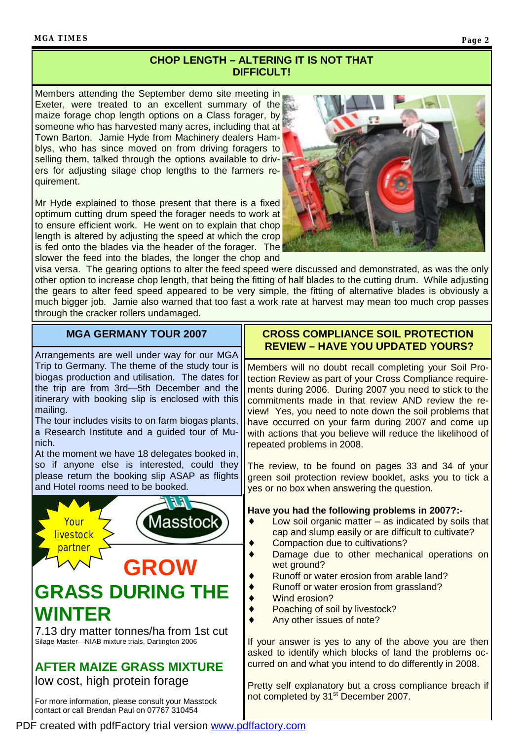## CHOP LENGTH – ALTERING IT IS NOT THAT DIFFICULT!

Members attending the September demo site meeting in Exeter, were treated to an excellent summary of the maize forage chop length options on a Class forager, by someone who has harvested many acres, including that at Town Barton. Jamie Hyde from Machinery dealers Hamblys, who has since moved on from driving foragers to selling them, talked through the options available to drivers for adjusting silage chop lengths to the farmers requirement.

Mr Hyde explained to those present that there is a fixed optimum cutting drum speed the forager needs to work at to ensure efficient work. He went on to explain that chop length is altered by adjusting the speed at which the crop is fed onto the blades via the header of the forager. The slower the feed into the blades, the longer the chop and visa versa. The gearing options to alter the feed speed were discussed and demonstrated, as was the only other option to increase chop length, that being the fitting of half blades to the cutting drum. While adjusting the gears to alter feed speed appeared to be very simple, the fitting of alternative blades is obviously a much bigger job. Jamie also warned that too fast a work rate at harvest may mean too much crop passes through the cracker rollers undamaged.

## MGA GERMANY TOUR 2007

Arrangements are well under way for our MGA Trip to Germany. The theme of the study tour is biogas production and utilisation. The dates for the trip are from 3rd—5th December and the itinerary with booking slip is enclosed with this mailing.

The tour includes visits to on farm biogas plants, a Research Institute and a guided tour of Munich.

At the moment we have 18 delegates booked in, so if anyone else is interested, could they please return the booking slip ASAP as flights and Hotel rooms need to be booked.

Your livestock partner

Masstock

**GROW GRASS DURING THE WINTER**

7.13 dry matter tonnes/ha from 1st cut

Silage Master—NIAB mixture trials, Dartington 2006

**AFTER MAIZE GRASS MIXTURE**

low cost, high protein forage

For more information, please consult your Masstock contact or call Brendan Paul on 07767 310454

## CROSS COMPLIANCE SOIL PROTECTION REVIEW – HAVE YOU UPDATED YOURS?

Members will no doubt recall completing your Soil Protection Review as part of your Cross Compliance requirements during 2006. During 2007 you need to stick to the commitments made in that review AND review the review! Yes, you need to note down the soil problems that have occurred on your farm during 2007 and come up with actions that you believe will reduce the likelihood of repeated problems in 2008.

The review, to be found on pages 33 and 34 of your green soil protection review booklet, asks you to tick a yes or no box when answering the question.

**Have you had the following problems in 2007?:-**

- Low soil organic matter – as indicated by soils that cap and slump easily or are difficult to cultivate?
- Compaction due to cultivations?
- Damage due to other mechanical operations on wet ground?
- Runoff or water erosion from arable land?
- Runoff or water erosion from grassland?
- Wind erosion?
- Poaching of soil by livestock?
- Any other issues of note?

If your answer is yes to any of the above you are then asked to identify which blocks of land the problems occurred on and what you intend to do differently in 2008.

Pretty self explanatory but a cross compliance breach if not completed by 31st December 2007.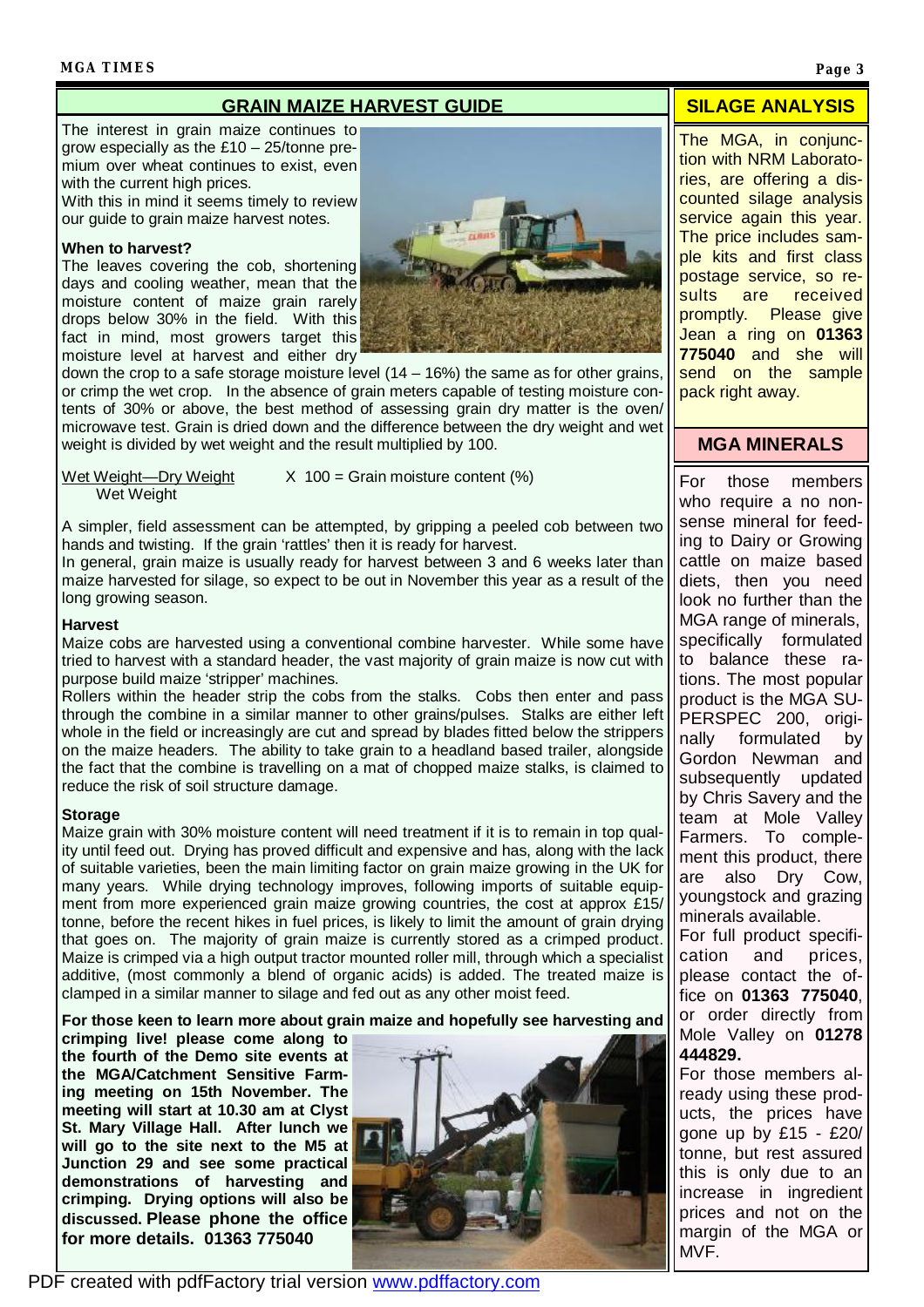## GRAIN MAIZE HARVEST GUIDE

The interest in grain maize continues to grow especially as the £10 – 25/tonne premium over wheat continues to exist, even with the current high prices.

With this in mind it seems timely to review our guide to grain maize harvest notes.

### When to harvest?

The leaves covering the cob, shortening days and cooling weather, mean that the moisture content of maize grain rarely drops below 30% in the field. With this fact in mind, most growers target this moisture level at harvest and either dry down the crop to a safe storage moisture level (14 – 16%) the same as for other grains, or crimp the wet crop. In the absence of grain meters capable of testing moisture contents of 30% or above, the best method of assessing grain dry matter is the oven/microwave test. Grain is dried down and the difference between the dry weight and wet weight is divided by wet weight and the result multiplied by 100.

$$\frac{\text{Wet Weight} - \text{Dry Weight}}{\text{Wet Weight}} \times 100 = \text{Grain moisture content (\%)}$$

A simpler, field assessment can be attempted, by gripping a peeled cob between two hands and twisting. If the grain 'rattles' then it is ready for harvest.

In general, grain maize is usually ready for harvest between 3 and 6 weeks later than maize harvested for silage, so expect to be out in November this year as a result of the long growing season.

### Harvest

Maize cobs are harvested using a conventional combine harvester. While some have tried to harvest with a standard header, the vast majority of grain maize is now cut with purpose build maize 'stripper' machines.

Rollers within the header strip the cobs from the stalks. Cobs then enter and pass through the combine in a similar manner to other grains/pulses. Stalks are either left whole in the field or increasingly are cut and spread by blades fitted below the strippers on the maize headers. The ability to take grain to a headland based trailer, alongside the fact that the combine is travelling on a mat of chopped maize stalks, is claimed to reduce the risk of soil structure damage.

### Storage

Maize grain with 30% moisture content will need treatment if it is to remain in top quality until feed out. Drying has proved difficult and expensive and has, along with the lack of suitable varieties, been the main limiting factor on grain maize growing in the UK for many years. While drying technology improves, following imports of suitable equipment from more experienced grain maize growing countries, the cost at approx £15/tonne, before the recent hikes in fuel prices, is likely to limit the amount of grain drying that goes on. The majority of grain maize is currently stored as a crimped product. Maize is crimped via a high output tractor mounted roller mill, through which a specialist additive, (most commonly a blend of organic acids) is added. The treated maize is clamped in a similar manner to silage and fed out as any other moist feed.

**For those keen to learn more about grain maize and hopefully see harvesting and crimping live! please come along to the fourth of the Demo site events at the MGA/Catchment Sensitive Farming meeting on 15th November. The meeting will start at 10.30 am at Clyst St. Mary Village Hall. After lunch we will go to the site next to the M5 at Junction 29 and see some practical demonstrations of harvesting and crimping. Drying options will also be discussed. Please phone the office for more details. 01363 775040**

## SILAGE ANALYSIS

The MGA, in conjunction with NRM Laboratories, are offering a discounted silage analysis service again this year. The price includes sample kits and first class postage service, so results are received promptly. Please give Jean a ring on **01363 775040** and she will send on the sample pack right away.

## MGA MINERALS

For those members who require a no nonsense mineral for feeding to Dairy or Growing cattle on maize based diets, then you need look no further than the MGA range of minerals, specifically formulated to balance these rations. The most popular product is the MGA SUPERSPEC 200, originally formulated by Gordon Newman and subsequently updated by Chris Savery and the team at Mole Valley Farmers. To complement this product, there are also Dry Cow, youngstock and grazing minerals available.

For full product specification and prices, please contact the office on **01363 775040**, or order directly from Mole Valley on **01278 444829.**

For those members already using these products, the prices have gone up by £15 - £20/tonne, but rest assured this is only due to an increase in ingredient prices and not on the margin of the MGA or MVF.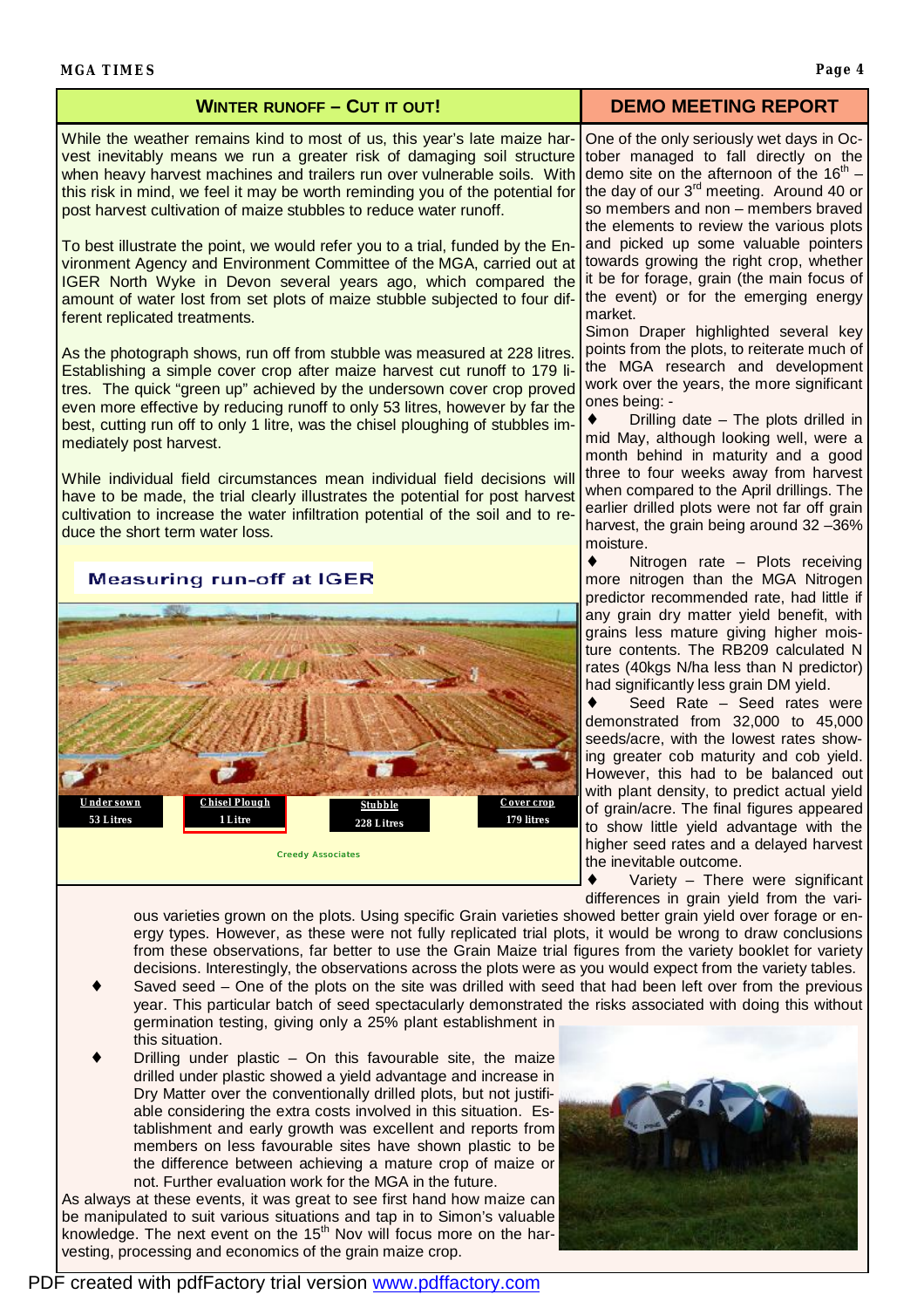## WINTER RUNOFF – CUT IT OUT!

While the weather remains kind to most of us, this year's late maize harvest inevitably means we run a greater risk of damaging soil structure when heavy harvest machines and trailers run over vulnerable soils. With this risk in mind, we feel it may be worth reminding you of the potential for post harvest cultivation of maize stubbles to reduce water runoff.

To best illustrate the point, we would refer you to a trial, funded by the Environment Agency and Environment Committee of the MGA, carried out at IGER North Wyke in Devon several years ago, which compared the amount of water lost from set plots of maize stubble subjected to four different replicated treatments.

As the photograph shows, run off from stubble was measured at 228 litres. Establishing a simple cover crop after maize harvest cut runoff to 179 litres. The quick "green up" achieved by the undersown cover crop proved even more effective by reducing runoff to only 53 litres, however by far the best, cutting run off to only 1 litre, was the chisel ploughing of stubbles immediately post harvest.

While individual field circumstances mean individual field decisions will have to be made, the trial clearly illustrates the potential for post harvest cultivation to increase the water infiltration potential of the soil and to reduce the short term water loss.

**Measuring run-off at IGER**

Undersown 53 Litres

Chisel Plough 1 Litre

Stubble 228 Litres

Cover crop 179 litres

Creedy Associates

## DEMO MEETING REPORT

One of the only seriously wet days in October managed to fall directly on the demo site on the afternoon of the 16th – the day of our 3rd meeting. Around 40 or so members and non – members braved the elements to review the various plots and picked up some valuable pointers towards growing the right crop, whether it be for forage, grain (the main focus of the event) or for the emerging energy market.

Simon Draper highlighted several key points from the plots, to reiterate much of the MGA research and development work over the years, the more significant ones being: -

- Drilling date – The plots drilled in mid May, although looking well, were a month behind in maturity and a good three to four weeks away from harvest when compared to the April drillings. The earlier drilled plots were not far off grain harvest, the grain being around 32 –36% moisture.
- Nitrogen rate – Plots receiving more nitrogen than the MGA Nitrogen predictor recommended rate, had little if any grain dry matter yield benefit, with grains less mature giving higher moisture contents. The RB209 calculated N rates (40kgs N/ha less than N predictor) had significantly less grain DM yield.
- Seed Rate – Seed rates were demonstrated from 32,000 to 45,000 seeds/acre, with the lowest rates showing greater cob maturity and cob yield. However, this had to be balanced out with plant density, to predict actual yield of grain/acre. The final figures appeared to show little yield advantage with the higher seed rates and a delayed harvest the inevitable outcome.
- Variety – There were significant differences in grain yield from the various varieties grown on the plots. Using specific Grain varieties showed better grain yield over forage or energy types. However, as these were not fully replicated trial plots, it would be wrong to draw conclusions from these observations, far better to use the Grain Maize trial figures from the variety booklet for variety decisions. Interestingly, the observations across the plots were as you would expect from the variety tables.
- Saved seed – One of the plots on the site was drilled with seed that had been left over from the previous year. This particular batch of seed spectacularly demonstrated the risks associated with doing this without germination testing, giving only a 25% plant establishment in this situation.
- Drilling under plastic – On this favourable site, the maize drilled under plastic showed a yield advantage and increase in Dry Matter over the conventionally drilled plots, but not justifiable considering the extra costs involved in this situation. Establishment and early growth was excellent and reports from members on less favourable sites have shown plastic to be the difference between achieving a mature crop of maize or not. Further evaluation work for the MGA in the future.

As always at these events, it was great to see first hand how maize can be manipulated to suit various situations and tap in to Simon's valuable knowledge. The next event on the 15th Nov will focus more on the harvesting, processing and economics of the grain maize crop.